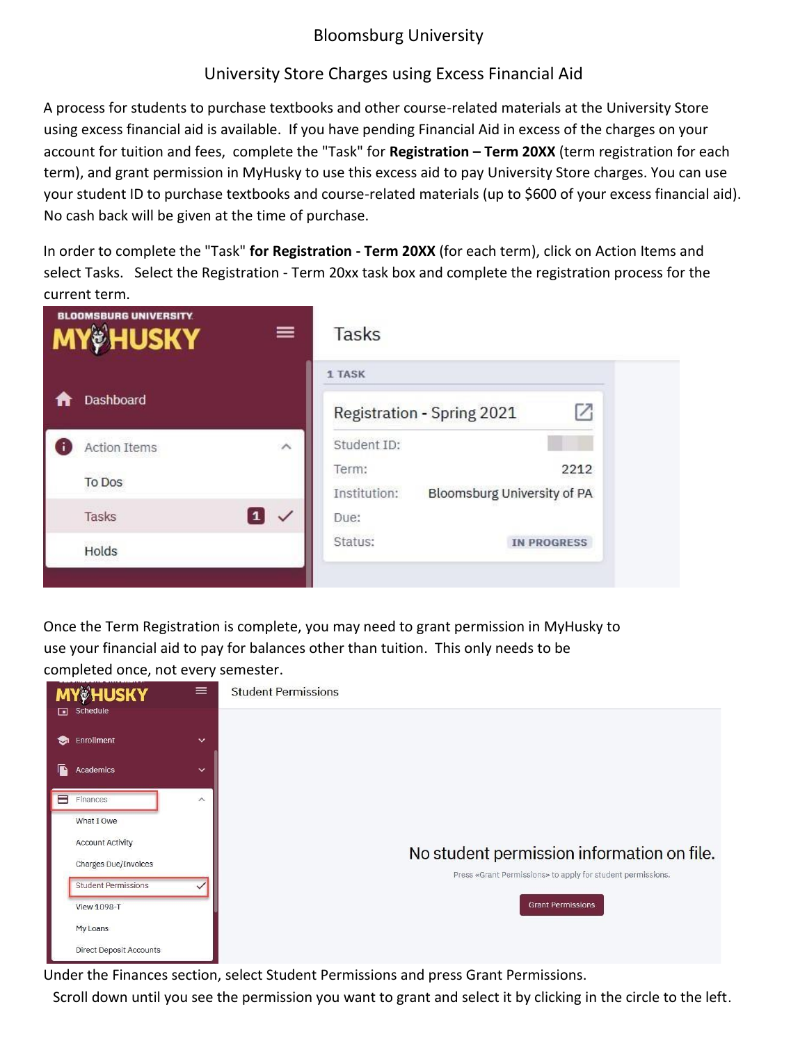# Bloomsburg University

## University Store Charges using Excess Financial Aid

A process for students to purchase textbooks and other course-related materials at the University Store using excess financial aid is available. If you have pending Financial Aid in excess of the charges on your account for tuition and fees, complete the "Task" for **Registration – Term 20XX** (term registration for each term), and grant permission in MyHusky to use this excess aid to pay University Store charges. You can use your student ID to purchase textbooks and course-related materials (up to $600 of your excess financial aid). No cash back will be given at the time of purchase.

In order to complete the "Task" **for Registration - Term 20XX** (for each term), click on Action Items and select Tasks. Select the Registration - Term 20xx task box and complete the registration process for the current term.

Once the Term Registration is complete, you may need to grant permission in MyHusky to use your financial aid to pay for balances other than tuition. This only needs to be completed once, not every semester.

Under the Finances section, select Student Permissions and press Grant Permissions.

Scroll down until you see the permission you want to grant and select it by clicking in the circle to the left.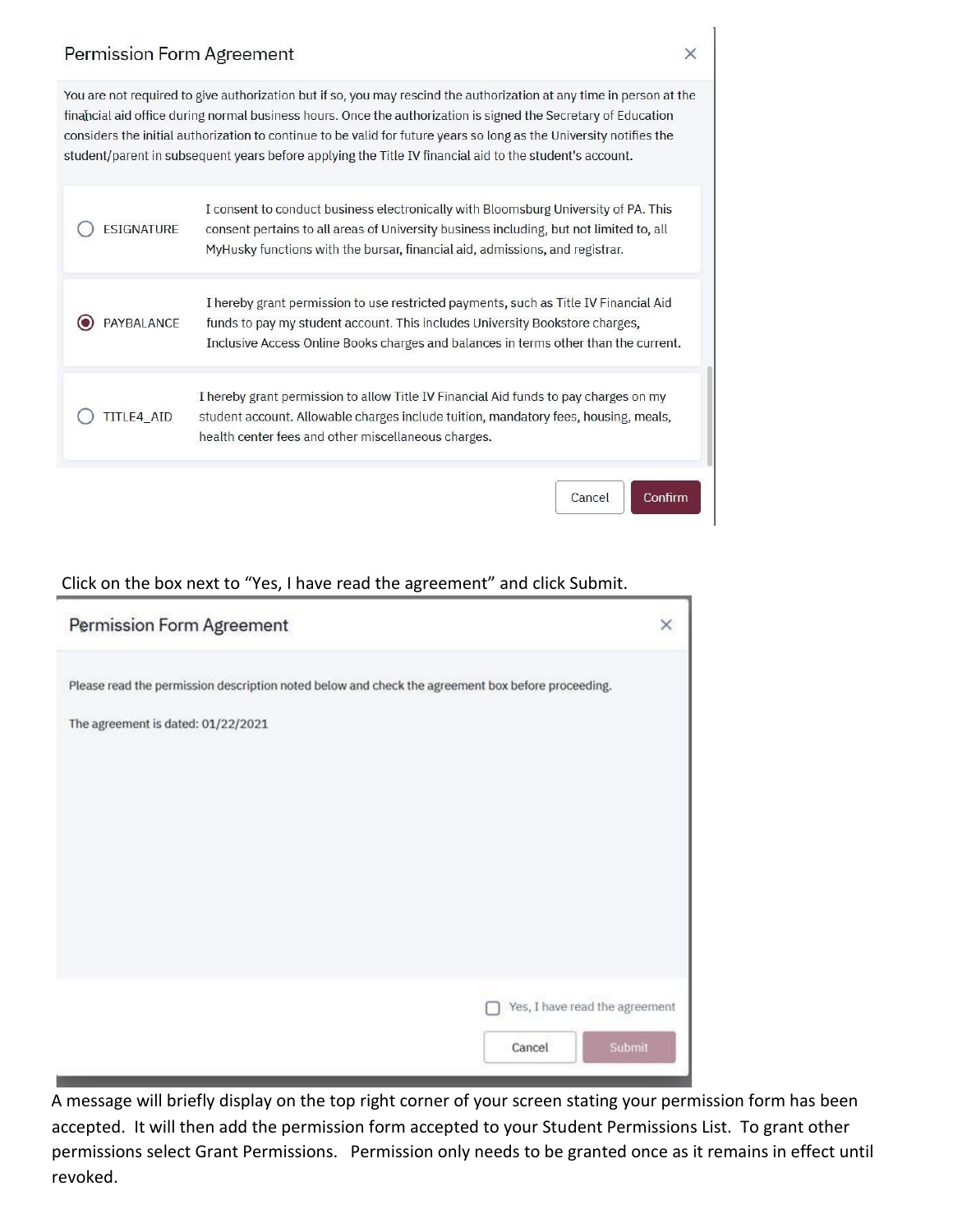Permission Form Agreement

×

You are not required to give authorization but if so, you may rescind the authorization at any time in person at the financial aid office during normal business hours. Once the authorization is signed the Secretary of Education considers the initial authorization to continue to be valid for future years so long as the University notifies the student/parent in subsequent years before applying the Title IV financial aid to the student's account.

| | |
|---|---|
| ○ ESIGNATURE | I consent to conduct business electronically with Bloomsburg University of PA. This consent pertains to all areas of University business including, but not limited to, all MyHusky functions with the bursar, financial aid, admissions, and registrar. |
| ◉ PAYBALANCE | I hereby grant permission to use restricted payments, such as Title IV Financial Aid funds to pay my student account. This includes University Bookstore charges, Inclusive Access Online Books charges and balances in terms other than the current. |
| ○ TITLE4_AID | I hereby grant permission to allow Title IV Financial Aid funds to pay charges on my student account. Allowable charges include tuition, mandatory fees, housing, meals, health center fees and other miscellaneous charges. |

Cancel | Confirm

Click on the box next to "Yes, I have read the agreement" and click Submit.

Permission Form Agreement

×

Please read the permission description noted below and check the agreement box before proceeding.

The agreement is dated: 01/22/2021

☐ Yes, I have read the agreement

Cancel | Submit

A message will briefly display on the top right corner of your screen stating your permission form has been accepted. It will then add the permission form accepted to your Student Permissions List. To grant other permissions select Grant Permissions. Permission only needs to be granted once as it remains in effect until revoked.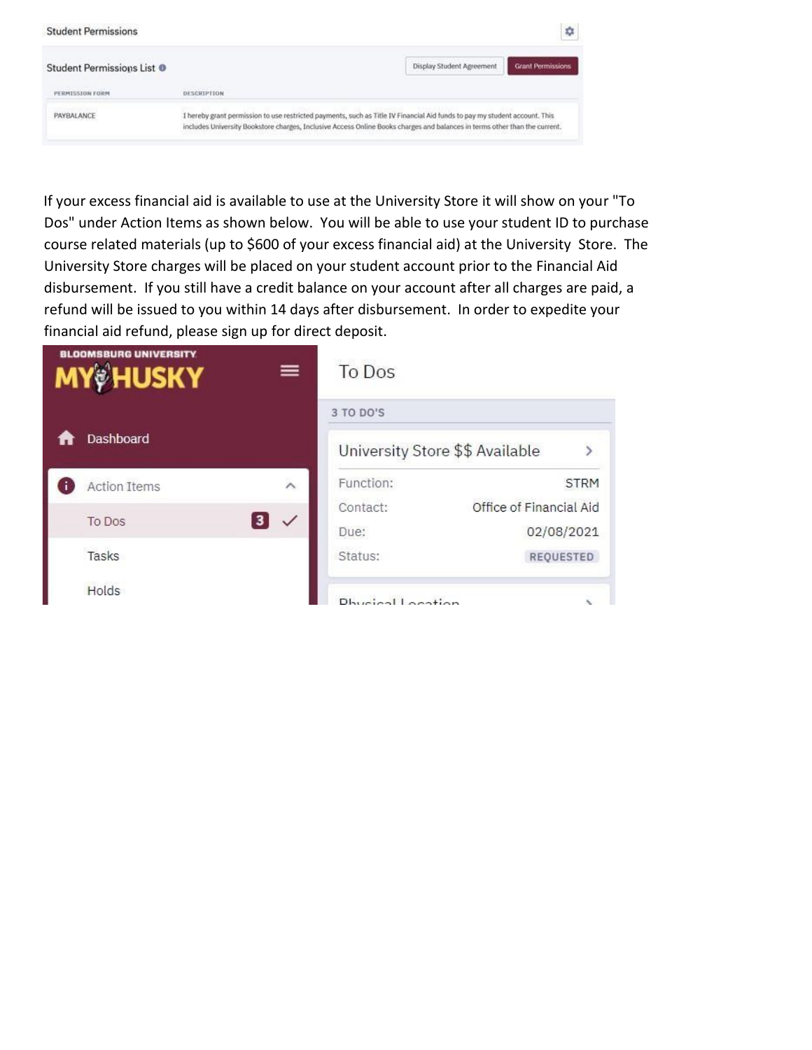Student Permissions

Student Permissions List

Display Student Agreement | Grant Permissions

| PERMISSION FORM | DESCRIPTION |
| --- | --- |
| PAYBALANCE | I hereby grant permission to use restricted payments, such as Title IV Financial Aid funds to pay my student account. This includes University Bookstore charges, Inclusive Access Online Books charges and balances in terms other than the current. |

If your excess financial aid is available to use at the University Store it will show on your "To Dos" under Action Items as shown below. You will be able to use your student ID to purchase course related materials (up to $600 of your excess financial aid) at the University Store. The University Store charges will be placed on your student account prior to the Financial Aid disbursement. If you still have a credit balance on your account after all charges are paid, a refund will be issued to you within 14 days after disbursement. In order to expedite your financial aid refund, please sign up for direct deposit.

BLOOMSBURG UNIVERSITY

MY HUSKY

Dashboard

Action Items

To Dos 3

Tasks

Holds

To Dos

3 TO DO'S

University Store $$ Available

| | |
| --- | --- |
| Function: | STRM |
| Contact: | Office of Financial Aid |
| Due: | 02/08/2021 |
| Status: | REQUESTED |

Physical Location